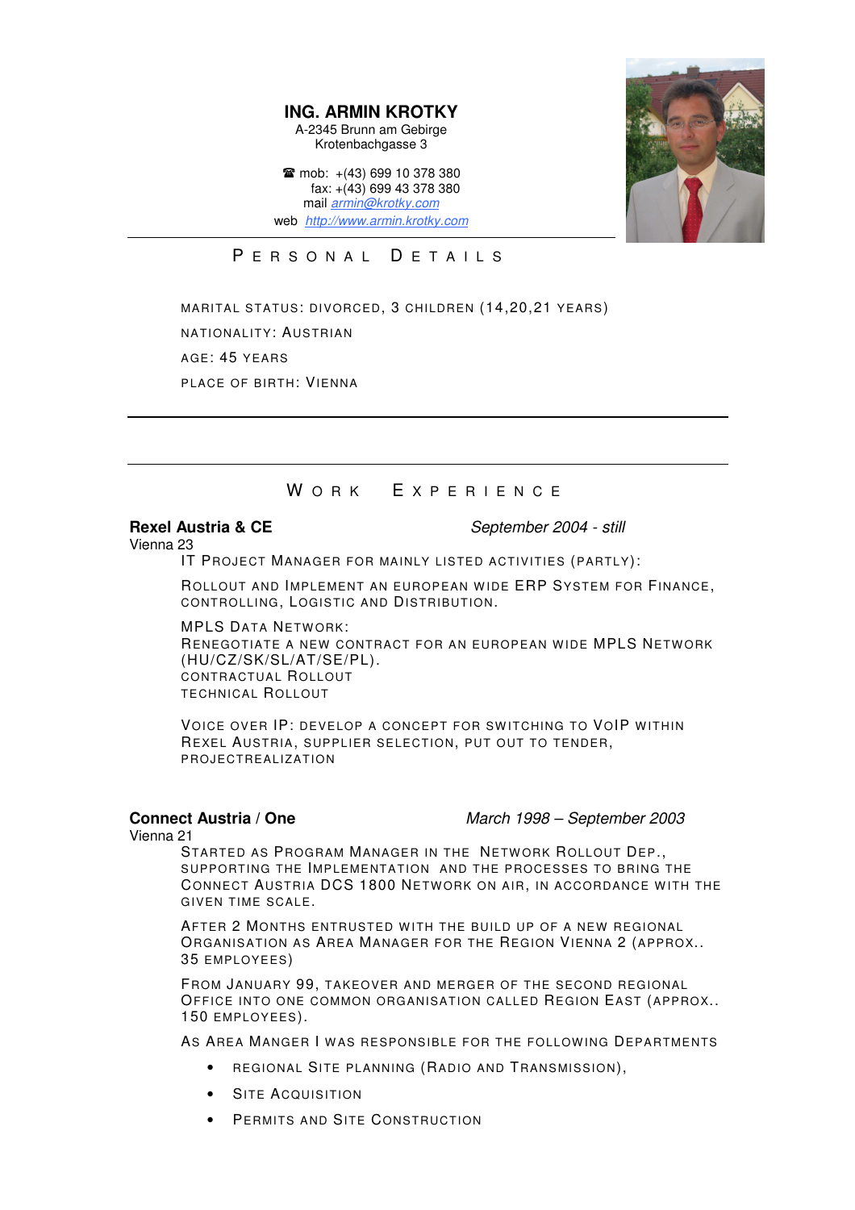# ING. ARMIN KROTKY

A-2345 Brunn am Gebirge
Krotenbachgasse 3

☎ mob: +(43) 699 10 378 380
fax: +(43) 699 43 378 380
mail armin@krotky.com
web http://www.armin.krotky.com

## PERSONAL DETAILS

MARITAL STATUS: DIVORCED, 3 CHILDREN (14,20,21 YEARS)

NATIONALITY: AUSTRIAN

AGE: 45 YEARS

PLACE OF BIRTH: VIENNA

## WORK EXPERIENCE

**Rexel Austria & CE** *September 2004 - still*

Vienna 23

IT PROJECT MANAGER FOR MAINLY LISTED ACTIVITIES (PARTLY):

ROLLOUT AND IMPLEMENT AN EUROPEAN WIDE ERP SYSTEM FOR FINANCE, CONTROLLING, LOGISTIC AND DISTRIBUTION.

MPLS DATA NETWORK:
RENEGOTIATE A NEW CONTRACT FOR AN EUROPEAN WIDE MPLS NETWORK (HU/CZ/SK/SL/AT/SE/PL).
CONTRACTUAL ROLLOUT
TECHNICAL ROLLOUT

VOICE OVER IP: DEVELOP A CONCEPT FOR SWITCHING TO VOIP WITHIN REXEL AUSTRIA, SUPPLIER SELECTION, PUT OUT TO TENDER, PROJECTREALIZATION

**Connect Austria / One** *March 1998 – September 2003*

Vienna 21

STARTED AS PROGRAM MANAGER IN THE NETWORK ROLLOUT DEP., SUPPORTING THE IMPLEMENTATION AND THE PROCESSES TO BRING THE CONNECT AUSTRIA DCS 1800 NETWORK ON AIR, IN ACCORDANCE WITH THE GIVEN TIME SCALE.

AFTER 2 MONTHS ENTRUSTED WITH THE BUILD UP OF A NEW REGIONAL ORGANISATION AS AREA MANAGER FOR THE REGION VIENNA 2 (APPROX.. 35 EMPLOYEES)

FROM JANUARY 99, TAKEOVER AND MERGER OF THE SECOND REGIONAL OFFICE INTO ONE COMMON ORGANISATION CALLED REGION EAST (APPROX.. 150 EMPLOYEES).

AS AREA MANGER I WAS RESPONSIBLE FOR THE FOLLOWING DEPARTMENTS

- REGIONAL SITE PLANNING (RADIO AND TRANSMISSION),
- SITE ACQUISITION
- PERMITS AND SITE CONSTRUCTION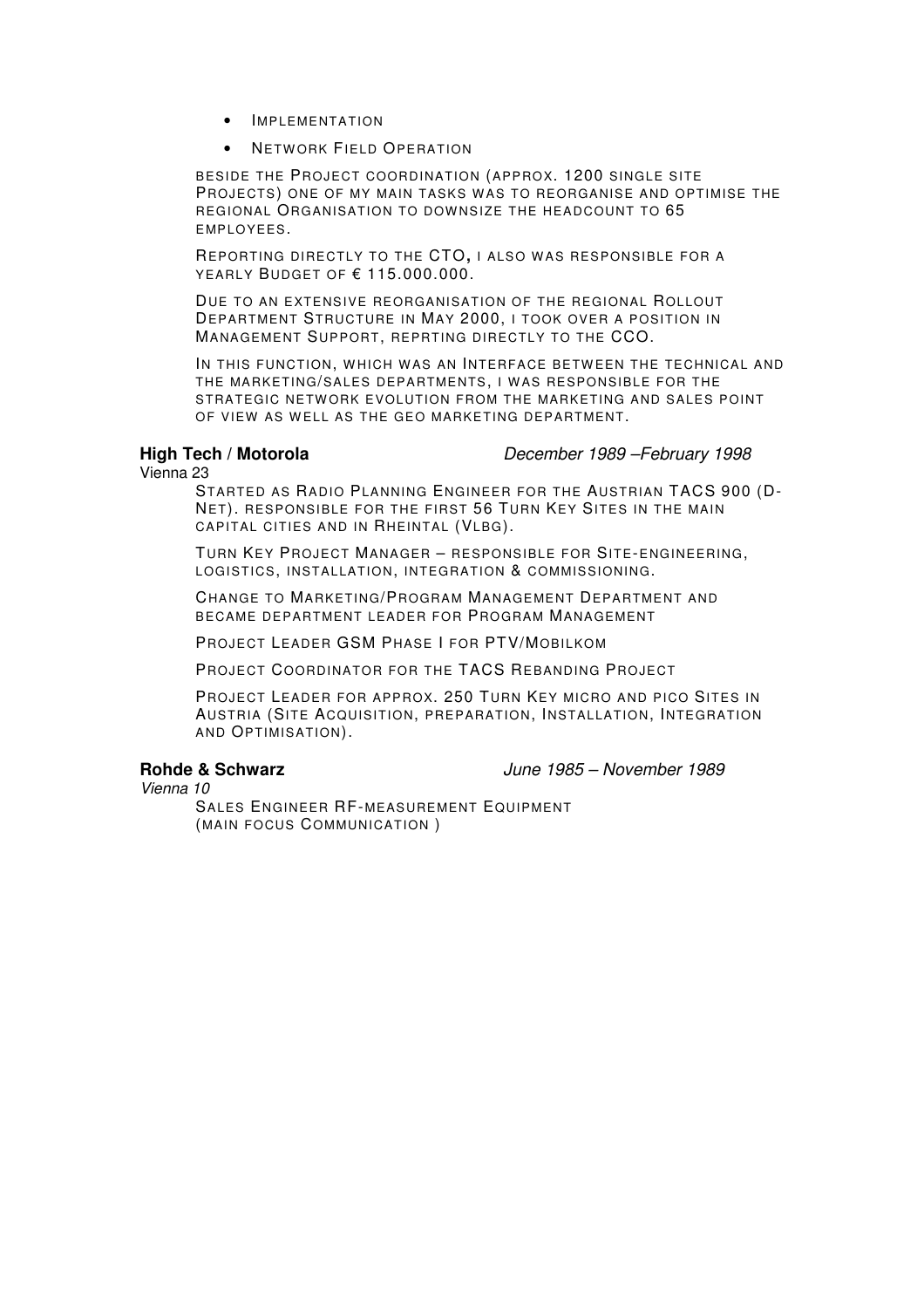- Implementation
- Network Field Operation

Beside the Project coordination (approx. 1200 single site Projects) one of my main tasks was to reorganise and optimise the regional Organisation to downsize the headcount to 65 employees.

Reporting directly to the CTO, I also was responsible for a yearly Budget of € 115.000.000.

Due to an extensive reorganisation of the regional Rollout Department Structure in May 2000, I took over a position in Management Support, reprting directly to the CCO.

In this function, which was an Interface between the technical and the marketing/sales departments, I was responsible for the strategic network evolution from the marketing and sales point of view as well as the geo marketing department.

**High Tech / Motorola** *December 1989 –February 1998*
Vienna 23

Started as Radio Planning Engineer for the Austrian TACS 900 (D-Net). Responsible for the first 56 Turn Key Sites in the main capital cities and in Rheintal (Vlbg).

Turn Key Project Manager – responsible for Site-engineering, logistics, installation, integration & commissioning.

Change to Marketing/Program Management Department and became department leader for Program Management

Project Leader GSM Phase I for PTV/Mobilkom

Project Coordinator for the TACS Rebanding Project

Project Leader for approx. 250 Turn Key micro and pico Sites in Austria (Site Acquisition, preparation, Installation, Integration and Optimisation).

**Rohde & Schwarz** *June 1985 – November 1989*
*Vienna 10*

Sales Engineer RF-measurement Equipment
(main focus Communication )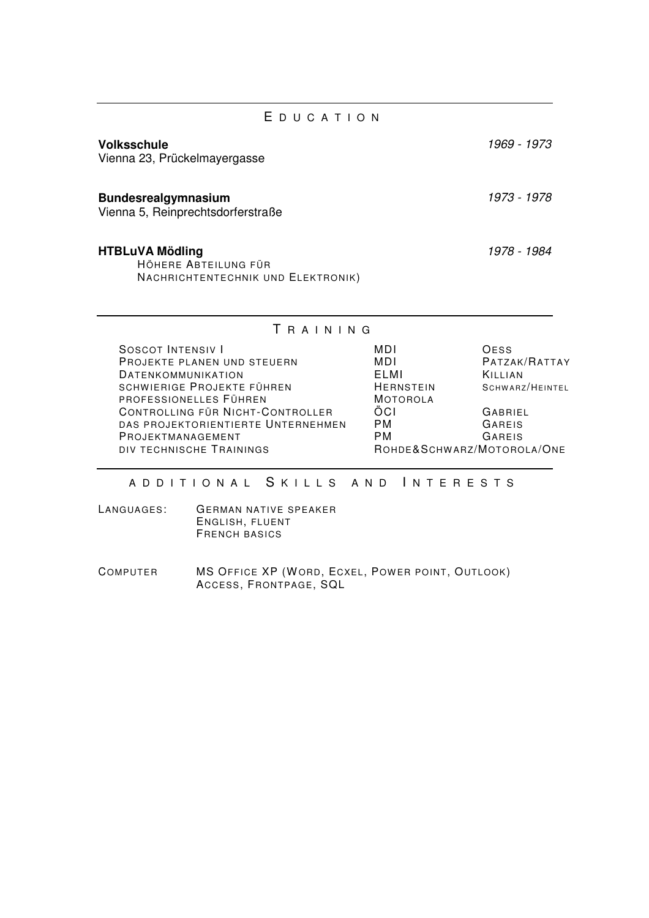## EDUCATION

**Volksschule** *1969 - 1973*
Vienna 23, Prückelmayergasse

**Bundesrealgymnasium** *1973 - 1978*
Vienna 5, Reinprechtsdorferstraße

**HTBLuVA Mödling** *1978 - 1984*
HÖHERE ABTEILUNG FÜR
NACHRICHTENTECHNIK UND ELEKTRONIK)

## TRAINING

| | | |
|---|---|---|
| SOSCOT INTENSIV I | MDI | OESS |
| PROJEKTE PLANEN UND STEUERN | MDI | PATZAK/RATTAY |
| DATENKOMMUNIKATION | ELMI | KILLIAN |
| SCHWIERIGE PROJEKTE FÜHREN | HERNSTEIN | SCHWARZ/HEINTEL |
| PROFESSIONELLES FÜHREN | MOTOROLA | |
| CONTROLLING FÜR NICHT-CONTROLLER | ÖCI | GABRIEL |
| DAS PROJEKTORIENTIERTE UNTERNEHMEN | PM | GAREIS |
| PROJEKTMANAGEMENT | PM | GAREIS |
| DIV TECHNISCHE TRAININGS | ROHDE&SCHWARZ/MOTOROLA/ONE | |

## ADDITIONAL SKILLS AND INTERESTS

LANGUAGES: GERMAN NATIVE SPEAKER
ENGLISH, FLUENT
FRENCH BASICS

COMPUTER MS OFFICE XP (WORD, ECXEL, POWER POINT, OUTLOOK)
ACCESS, FRONTPAGE, SQL